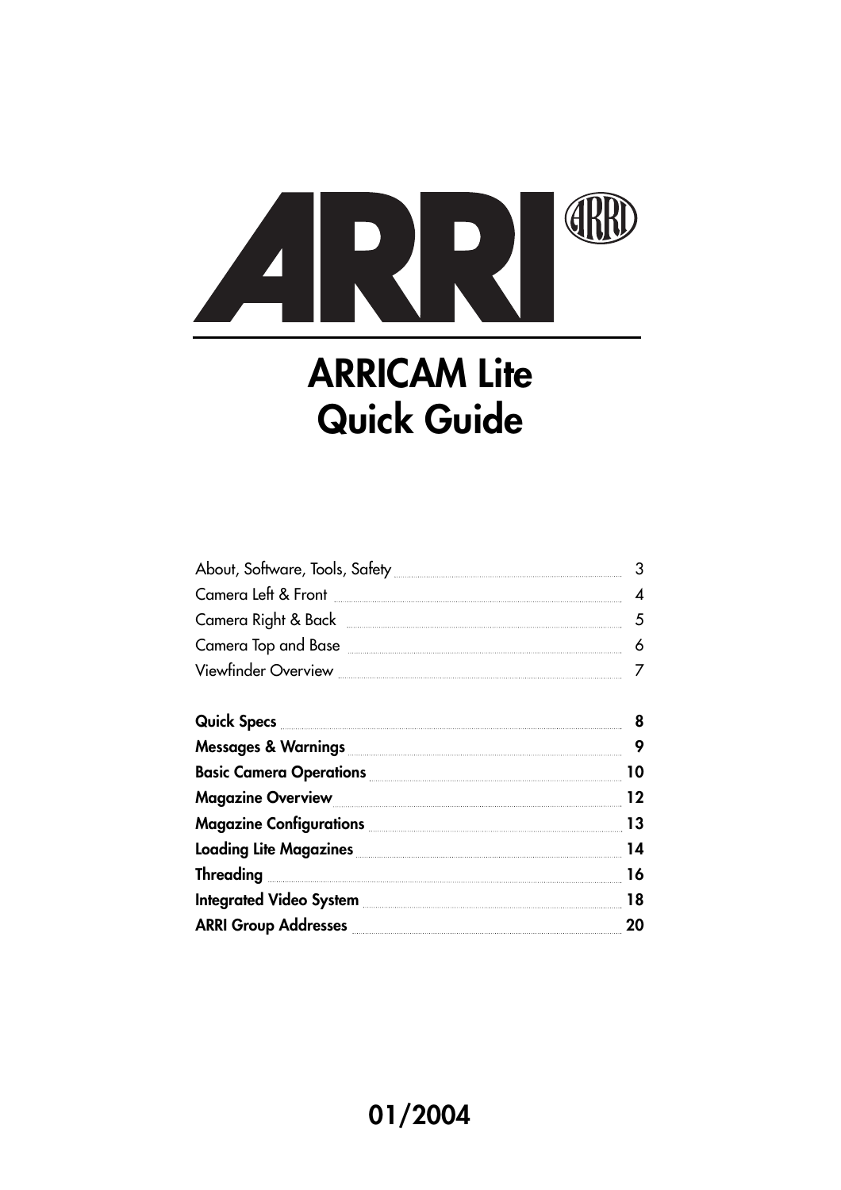ARRI

# ARRICAM Lite Quick Guide

| | |
|---|---|
| About, Software, Tools, Safety | 3 |
| Camera Left & Front | 4 |
| Camera Right & Back | 5 |
| Camera Top and Base | 6 |
| Viewfinder Overview | 7 |
| **Quick Specs** | **8** |
| **Messages & Warnings** | **9** |
| **Basic Camera Operations** | **10** |
| **Magazine Overview** | **12** |
| **Magazine Configurations** | **13** |
| **Loading Lite Magazines** | **14** |
| **Threading** | **16** |
| **Integrated Video System** | **18** |
| **ARRI Group Addresses** | **20** |

**01/2004**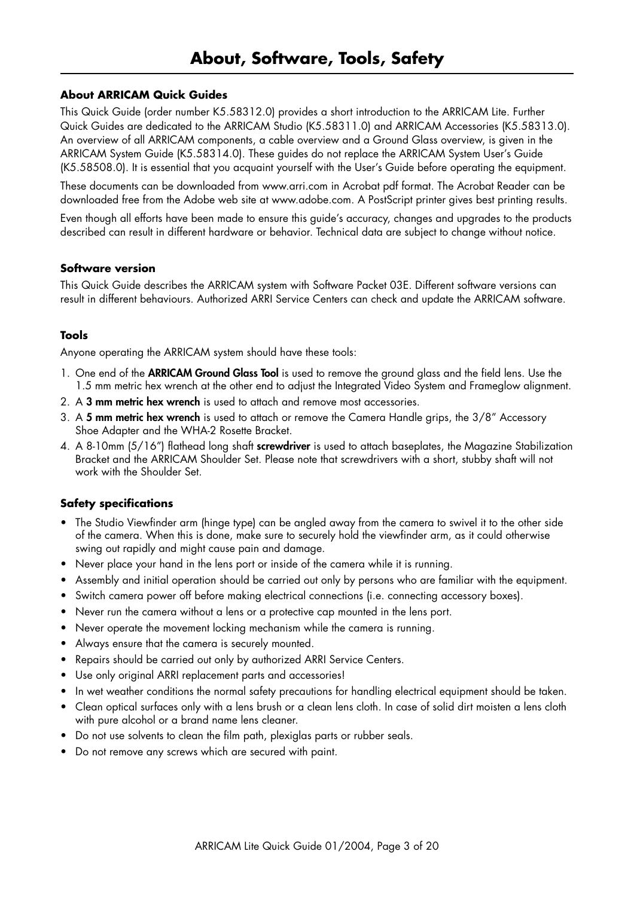# About, Software, Tools, Safety

### About ARRICAM Quick Guides

This Quick Guide (order number K5.58312.0) provides a short introduction to the ARRICAM Lite. Further Quick Guides are dedicated to the ARRICAM Studio (K5.58311.0) and ARRICAM Accessories (K5.58313.0). An overview of all ARRICAM components, a cable overview and a Ground Glass overview, is given in the ARRICAM System Guide (K5.58314.0). These guides do not replace the ARRICAM System User's Guide (K5.58508.0). It is essential that you acquaint yourself with the User's Guide before operating the equipment.

These documents can be downloaded from www.arri.com in Acrobat pdf format. The Acrobat Reader can be downloaded free from the Adobe web site at www.adobe.com. A PostScript printer gives best printing results.

Even though all efforts have been made to ensure this guide's accuracy, changes and upgrades to the products described can result in different hardware or behavior. Technical data are subject to change without notice.

### Software version

This Quick Guide describes the ARRICAM system with Software Packet 03E. Different software versions can result in different behaviours. Authorized ARRI Service Centers can check and update the ARRICAM software.

### Tools

Anyone operating the ARRICAM system should have these tools:

1. One end of the **ARRICAM Ground Glass Tool** is used to remove the ground glass and the field lens. Use the 1.5 mm metric hex wrench at the other end to adjust the Integrated Video System and Frameglow alignment.
2. A **3 mm metric hex wrench** is used to attach and remove most accessories.
3. A **5 mm metric hex wrench** is used to attach or remove the Camera Handle grips, the 3/8" Accessory Shoe Adapter and the WHA-2 Rosette Bracket.
4. A 8-10mm (5/16") flathead long shaft **screwdriver** is used to attach baseplates, the Magazine Stabilization Bracket and the ARRICAM Shoulder Set. Please note that screwdrivers with a short, stubby shaft will not work with the Shoulder Set.

### Safety specifications

- The Studio Viewfinder arm (hinge type) can be angled away from the camera to swivel it to the other side of the camera. When this is done, make sure to securely hold the viewfinder arm, as it could otherwise swing out rapidly and might cause pain and damage.
- Never place your hand in the lens port or inside of the camera while it is running.
- Assembly and initial operation should be carried out only by persons who are familiar with the equipment.
- Switch camera power off before making electrical connections (i.e. connecting accessory boxes).
- Never run the camera without a lens or a protective cap mounted in the lens port.
- Never operate the movement locking mechanism while the camera is running.
- Always ensure that the camera is securely mounted.
- Repairs should be carried out only by authorized ARRI Service Centers.
- Use only original ARRI replacement parts and accessories!
- In wet weather conditions the normal safety precautions for handling electrical equipment should be taken.
- Clean optical surfaces only with a lens brush or a clean lens cloth. In case of solid dirt moisten a lens cloth with pure alcohol or a brand name lens cleaner.
- Do not use solvents to clean the film path, plexiglas parts or rubber seals.
- Do not remove any screws which are secured with paint.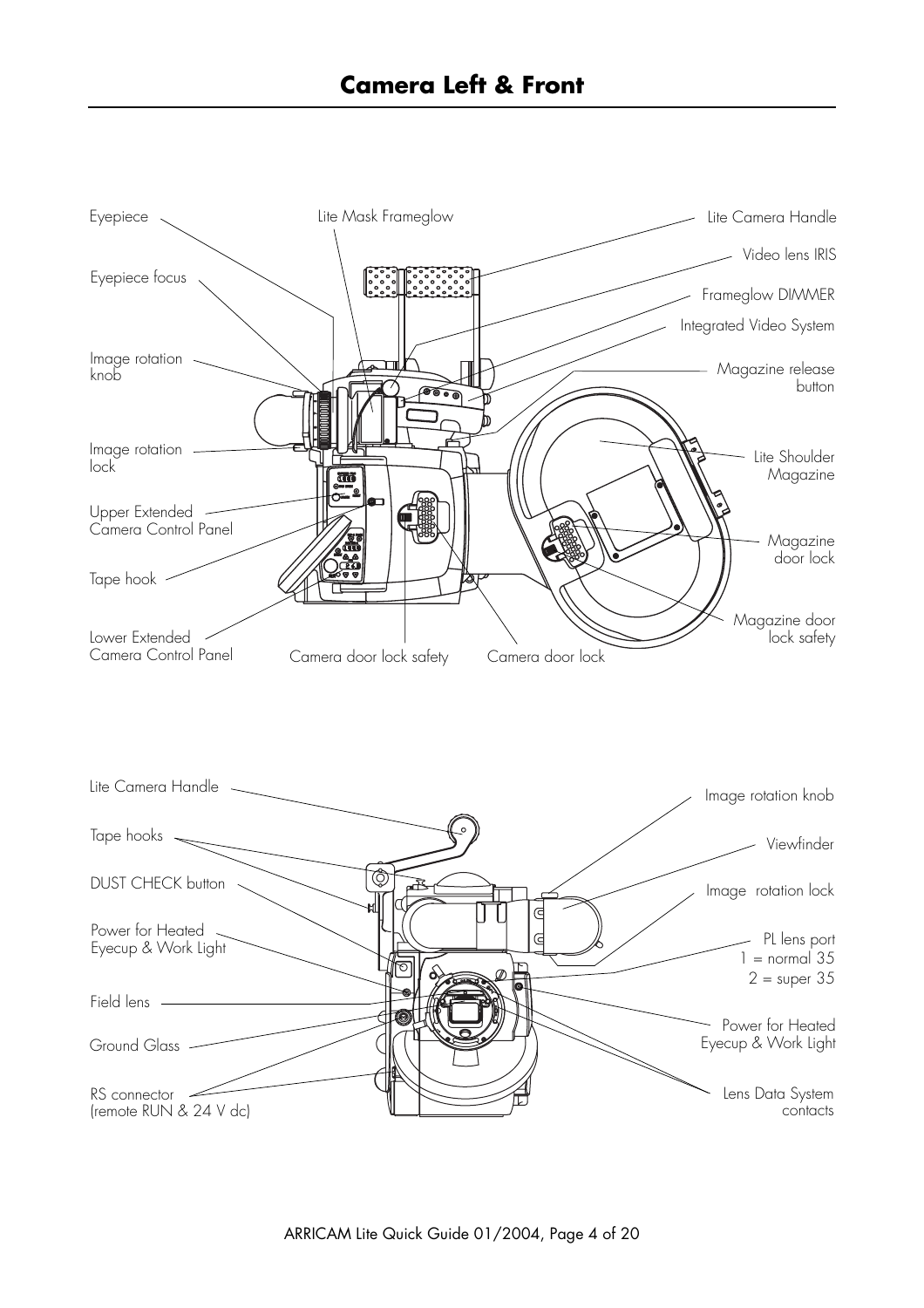# Camera Left & Front

Eyepiece

Lite Mask Frameglow

Lite Camera Handle

Video lens IRIS

Eyepiece focus

Frameglow DIMMER

Integrated Video System

Image rotation knob

Magazine release button

Image rotation lock

Lite Shoulder Magazine

Upper Extended Camera Control Panel

Magazine door lock

Tape hook

Magazine door lock safety

Lower Extended Camera Control Panel

Camera door lock safety

Camera door lock

Lite Camera Handle

Image rotation knob

Tape hooks

Viewfinder

DUST CHECK button

Image rotation lock

Power for Heated Eyecup & Work Light

PL lens port
1 = normal 35
2 = super 35

Field lens

Power for Heated Eyecup & Work Light

Ground Glass

RS connector (remote RUN & 24 V dc)

Lens Data System contacts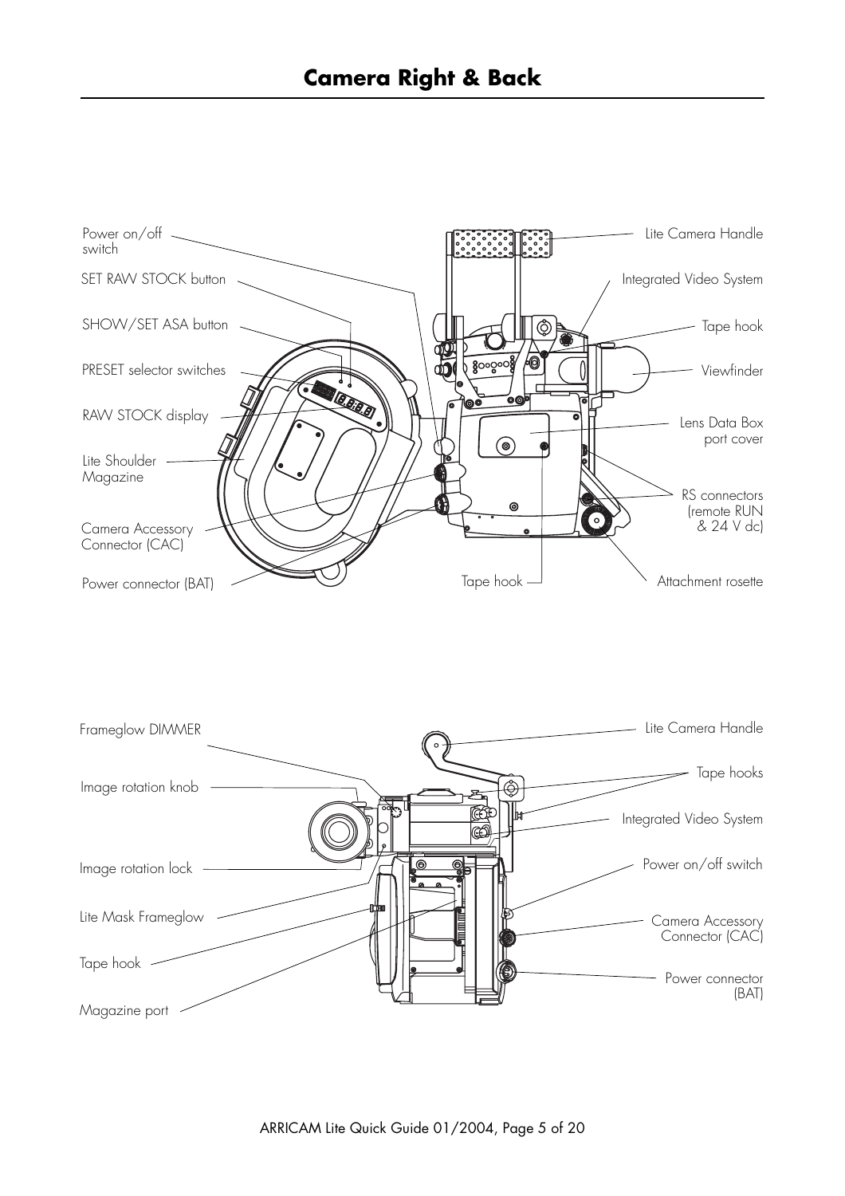# Camera Right & Back

Power on/off switch

SET RAW STOCK button

SHOW/SET ASA button

PRESET selector switches

RAW STOCK display

Lite Shoulder Magazine

Camera Accessory Connector (CAC)

Power connector (BAT)

Lite Camera Handle

Integrated Video System

Tape hook

Viewfinder

Lens Data Box port cover

RS connectors (remote RUN & 24 V dc)

Tape hook

Attachment rosette

Frameglow DIMMER

Image rotation knob

Image rotation lock

Lite Mask Frameglow

Tape hook

Magazine port

Lite Camera Handle

Tape hooks

Integrated Video System

Power on/off switch

Camera Accessory Connector (CAC)

Power connector (BAT)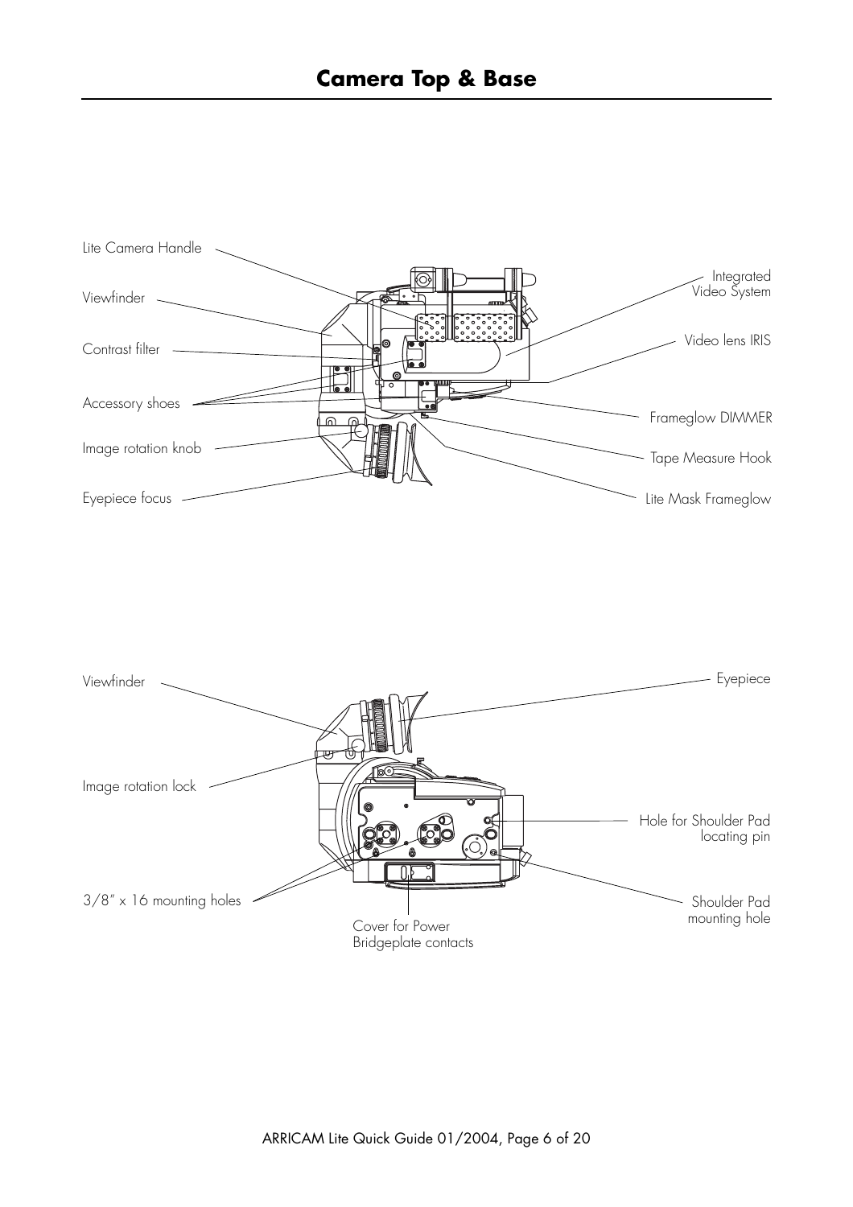# Camera Top & Base

Lite Camera Handle

Viewfinder

Contrast filter

Accessory shoes

Image rotation knob

Eyepiece focus

Integrated Video System

Video lens IRIS

Frameglow DIMMER

Tape Measure Hook

Lite Mask Frameglow

Viewfinder

Image rotation lock

3/8" x 16 mounting holes

Cover for Power Bridgeplate contacts

Eyepiece

Hole for Shoulder Pad locating pin

Shoulder Pad mounting hole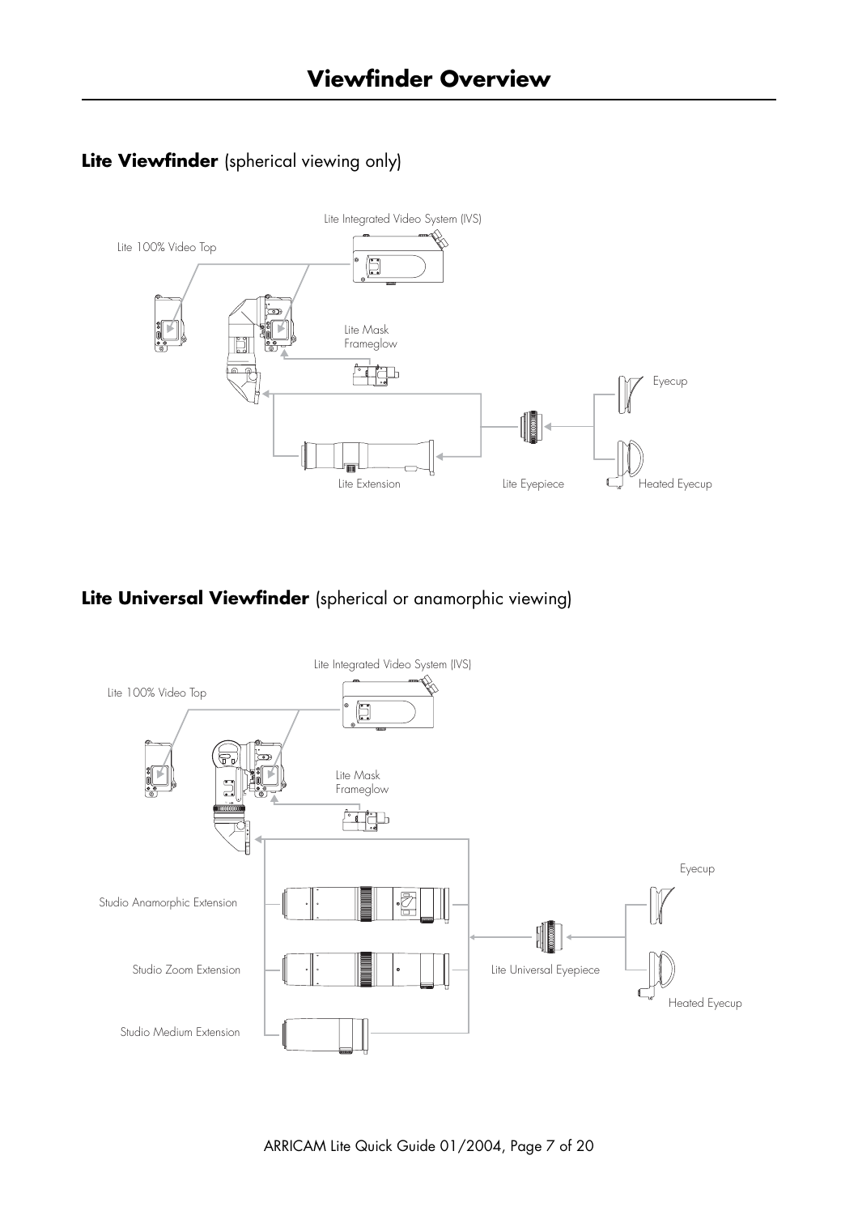# Viewfinder Overview

## **Lite Viewfinder** (spherical viewing only)

Lite Integrated Video System (IVS)

Lite 100% Video Top

Lite Mask Frameglow

Eyecup

Lite Extension

Lite Eyepiece

Heated Eyecup

## **Lite Universal Viewfinder** (spherical or anamorphic viewing)

Lite Integrated Video System (IVS)

Lite 100% Video Top

Lite Mask Frameglow

Eyecup

Studio Anamorphic Extension

Studio Zoom Extension

Lite Universal Eyepiece

Heated Eyecup

Studio Medium Extension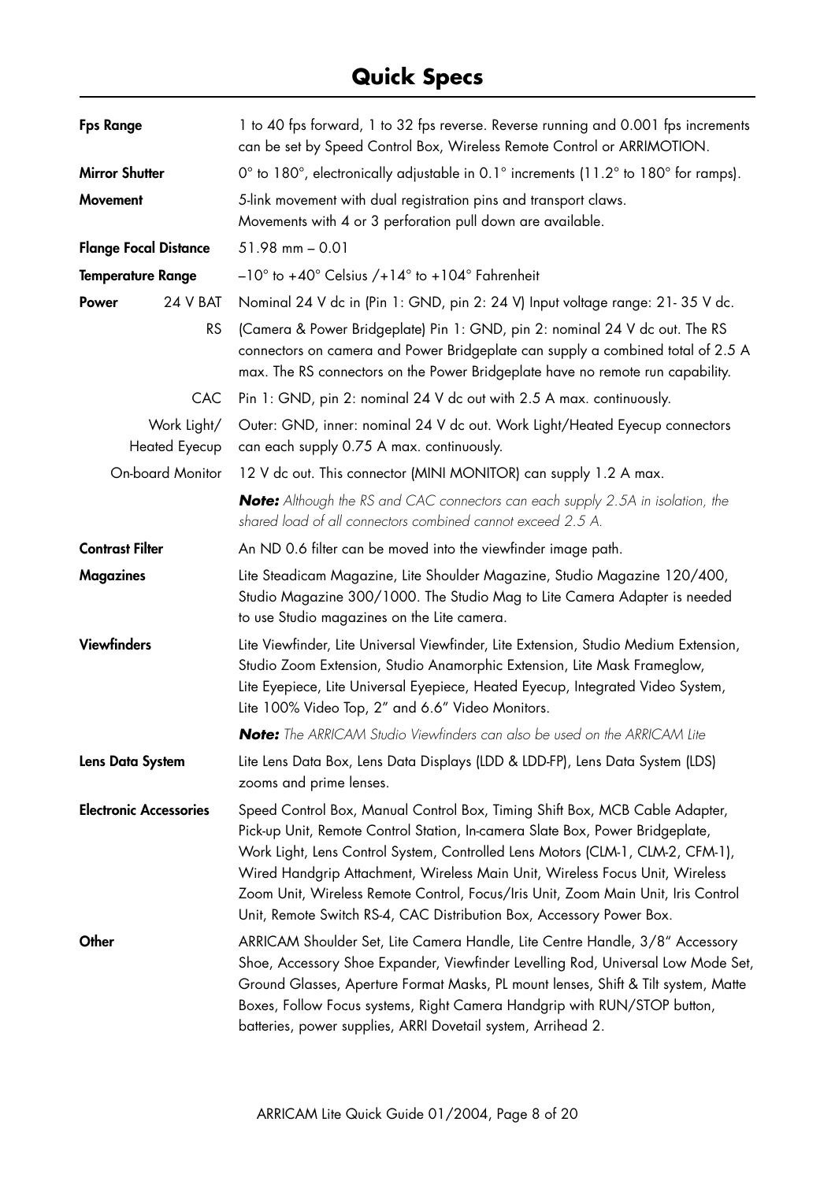# Quick Specs

| | |
|---|---|
| **Fps Range** | 1 to 40 fps forward, 1 to 32 fps reverse. Reverse running and 0.001 fps increments can be set by Speed Control Box, Wireless Remote Control or ARRIMOTION. |
| **Mirror Shutter** | 0° to 180°, electronically adjustable in 0.1° increments (11.2° to 180° for ramps). |
| **Movement** | 5-link movement with dual registration pins and transport claws. Movements with 4 or 3 perforation pull down are available. |
| **Flange Focal Distance** | 51.98 mm – 0.01 |
| **Temperature Range** | –10° to +40° Celsius /+14° to +104° Fahrenheit |
| **Power** 24 V BAT | Nominal 24 V dc in (Pin 1: GND, pin 2: 24 V) Input voltage range: 21- 35 V dc. |
| RS | (Camera & Power Bridgeplate) Pin 1: GND, pin 2: nominal 24 V dc out. The RS connectors on camera and Power Bridgeplate can supply a combined total of 2.5 A max. The RS connectors on the Power Bridgeplate have no remote run capability. |
| CAC | Pin 1: GND, pin 2: nominal 24 V dc out with 2.5 A max. continuously. |
| Work Light/ Heated Eyecup | Outer: GND, inner: nominal 24 V dc out. Work Light/Heated Eyecup connectors can each supply 0.75 A max. continuously. |
| On-board Monitor | 12 V dc out. This connector (MINI MONITOR) can supply 1.2 A max. |
| | ***Note:*** *Although the RS and CAC connectors can each supply 2.5A in isolation, the shared load of all connectors combined cannot exceed 2.5 A.* |
| **Contrast Filter** | An ND 0.6 filter can be moved into the viewfinder image path. |
| **Magazines** | Lite Steadicam Magazine, Lite Shoulder Magazine, Studio Magazine 120/400, Studio Magazine 300/1000. The Studio Mag to Lite Camera Adapter is needed to use Studio magazines on the Lite camera. |
| **Viewfinders** | Lite Viewfinder, Lite Universal Viewfinder, Lite Extension, Studio Medium Extension, Studio Zoom Extension, Studio Anamorphic Extension, Lite Mask Frameglow, Lite Eyepiece, Lite Universal Eyepiece, Heated Eyecup, Integrated Video System, Lite 100% Video Top, 2" and 6.6" Video Monitors. |
| | ***Note:*** *The ARRICAM Studio Viewfinders can also be used on the ARRICAM Lite* |
| **Lens Data System** | Lite Lens Data Box, Lens Data Displays (LDD & LDD-FP), Lens Data System (LDS) zooms and prime lenses. |
| **Electronic Accessories** | Speed Control Box, Manual Control Box, Timing Shift Box, MCB Cable Adapter, Pick-up Unit, Remote Control Station, In-camera Slate Box, Power Bridgeplate, Work Light, Lens Control System, Controlled Lens Motors (CLM-1, CLM-2, CFM-1), Wired Handgrip Attachment, Wireless Main Unit, Wireless Focus Unit, Wireless Zoom Unit, Wireless Remote Control, Focus/Iris Unit, Zoom Main Unit, Iris Control Unit, Remote Switch RS-4, CAC Distribution Box, Accessory Power Box. |
| **Other** | ARRICAM Shoulder Set, Lite Camera Handle, Lite Centre Handle, 3/8" Accessory Shoe, Accessory Shoe Expander, Viewfinder Levelling Rod, Universal Low Mode Set, Ground Glasses, Aperture Format Masks, PL mount lenses, Shift & Tilt system, Matte Boxes, Follow Focus systems, Right Camera Handgrip with RUN/STOP button, batteries, power supplies, ARRI Dovetail system, Arrihead 2. |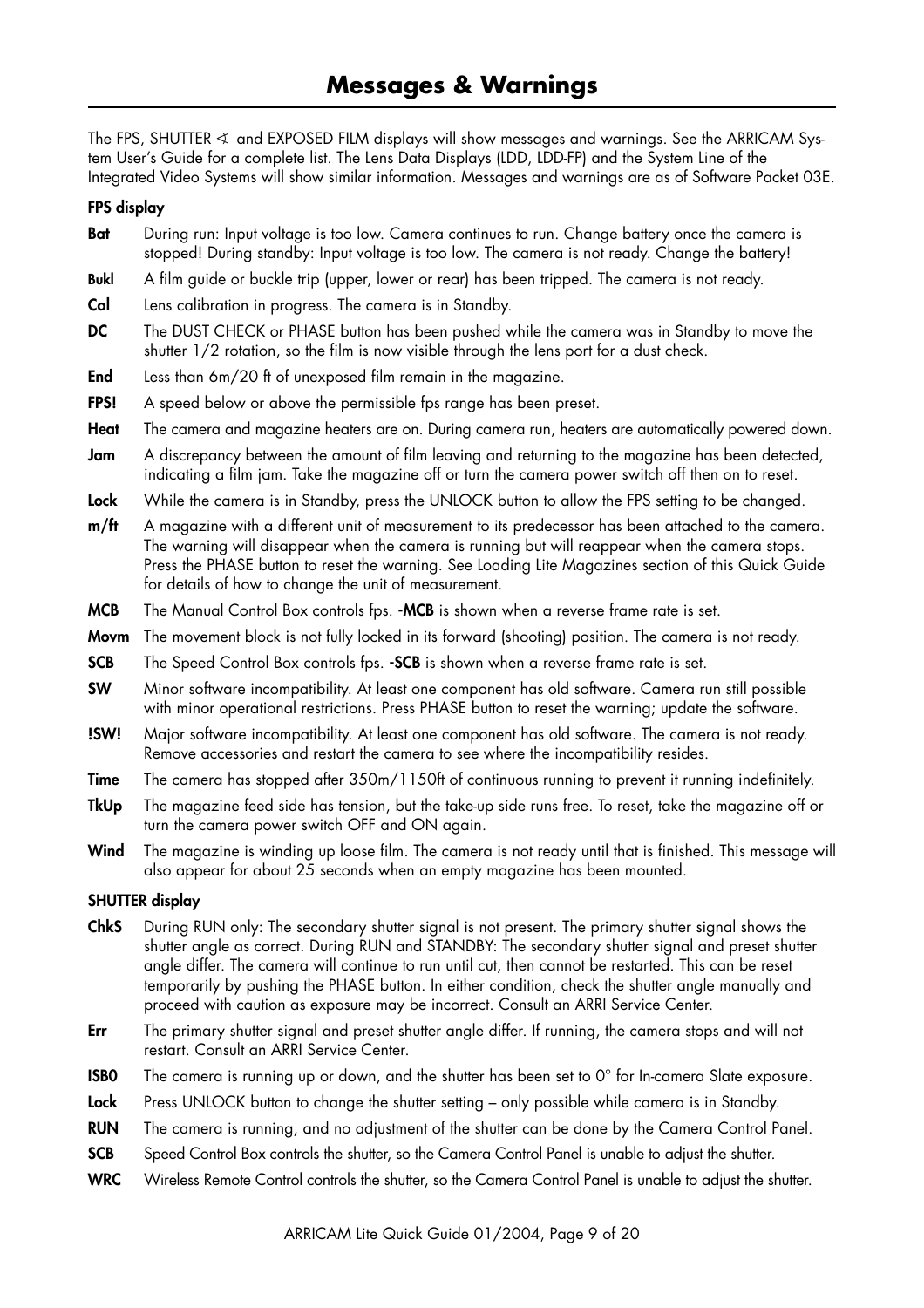# Messages & Warnings

The FPS, SHUTTER ∢ and EXPOSED FILM displays will show messages and warnings. See the ARRICAM System User's Guide for a complete list. The Lens Data Displays (LDD, LDD-FP) and the System Line of the Integrated Video Systems will show similar information. Messages and warnings are as of Software Packet 03E.

**FPS display**

**Bat** During run: Input voltage is too low. Camera continues to run. Change battery once the camera is stopped! During standby: Input voltage is too low. The camera is not ready. Change the battery!

**Bukl** A film guide or buckle trip (upper, lower or rear) has been tripped. The camera is not ready.

**Cal** Lens calibration in progress. The camera is in Standby.

**DC** The DUST CHECK or PHASE button has been pushed while the camera was in Standby to move the shutter 1/2 rotation, so the film is now visible through the lens port for a dust check.

**End** Less than 6m/20 ft of unexposed film remain in the magazine.

**FPS!** A speed below or above the permissible fps range has been preset.

**Heat** The camera and magazine heaters are on. During camera run, heaters are automatically powered down.

**Jam** A discrepancy between the amount of film leaving and returning to the magazine has been detected, indicating a film jam. Take the magazine off or turn the camera power switch off then on to reset.

**Lock** While the camera is in Standby, press the UNLOCK button to allow the FPS setting to be changed.

**m/ft** A magazine with a different unit of measurement to its predecessor has been attached to the camera. The warning will disappear when the camera is running but will reappear when the camera stops. Press the PHASE button to reset the warning. See Loading Lite Magazines section of this Quick Guide for details of how to change the unit of measurement.

**MCB** The Manual Control Box controls fps. **-MCB** is shown when a reverse frame rate is set.

**Movm** The movement block is not fully locked in its forward (shooting) position. The camera is not ready.

**SCB** The Speed Control Box controls fps. **-SCB** is shown when a reverse frame rate is set.

**SW** Minor software incompatibility. At least one component has old software. Camera run still possible with minor operational restrictions. Press PHASE button to reset the warning; update the software.

**!SW!** Major software incompatibility. At least one component has old software. The camera is not ready. Remove accessories and restart the camera to see where the incompatibility resides.

**Time** The camera has stopped after 350m/1150ft of continuous running to prevent it running indefinitely.

**TkUp** The magazine feed side has tension, but the take-up side runs free. To reset, take the magazine off or turn the camera power switch OFF and ON again.

**Wind** The magazine is winding up loose film. The camera is not ready until that is finished. This message will also appear for about 25 seconds when an empty magazine has been mounted.

**SHUTTER display**

**ChkS** During RUN only: The secondary shutter signal is not present. The primary shutter signal shows the shutter angle as correct. During RUN and STANDBY: The secondary shutter signal and preset shutter angle differ. The camera will continue to run until cut, then cannot be restarted. This can be reset temporarily by pushing the PHASE button. In either condition, check the shutter angle manually and proceed with caution as exposure may be incorrect. Consult an ARRI Service Center.

**Err** The primary shutter signal and preset shutter angle differ. If running, the camera stops and will not restart. Consult an ARRI Service Center.

**ISB0** The camera is running up or down, and the shutter has been set to 0° for In-camera Slate exposure.

**Lock** Press UNLOCK button to change the shutter setting – only possible while camera is in Standby.

**RUN** The camera is running, and no adjustment of the shutter can be done by the Camera Control Panel.

**SCB** Speed Control Box controls the shutter, so the Camera Control Panel is unable to adjust the shutter.

**WRC** Wireless Remote Control controls the shutter, so the Camera Control Panel is unable to adjust the shutter.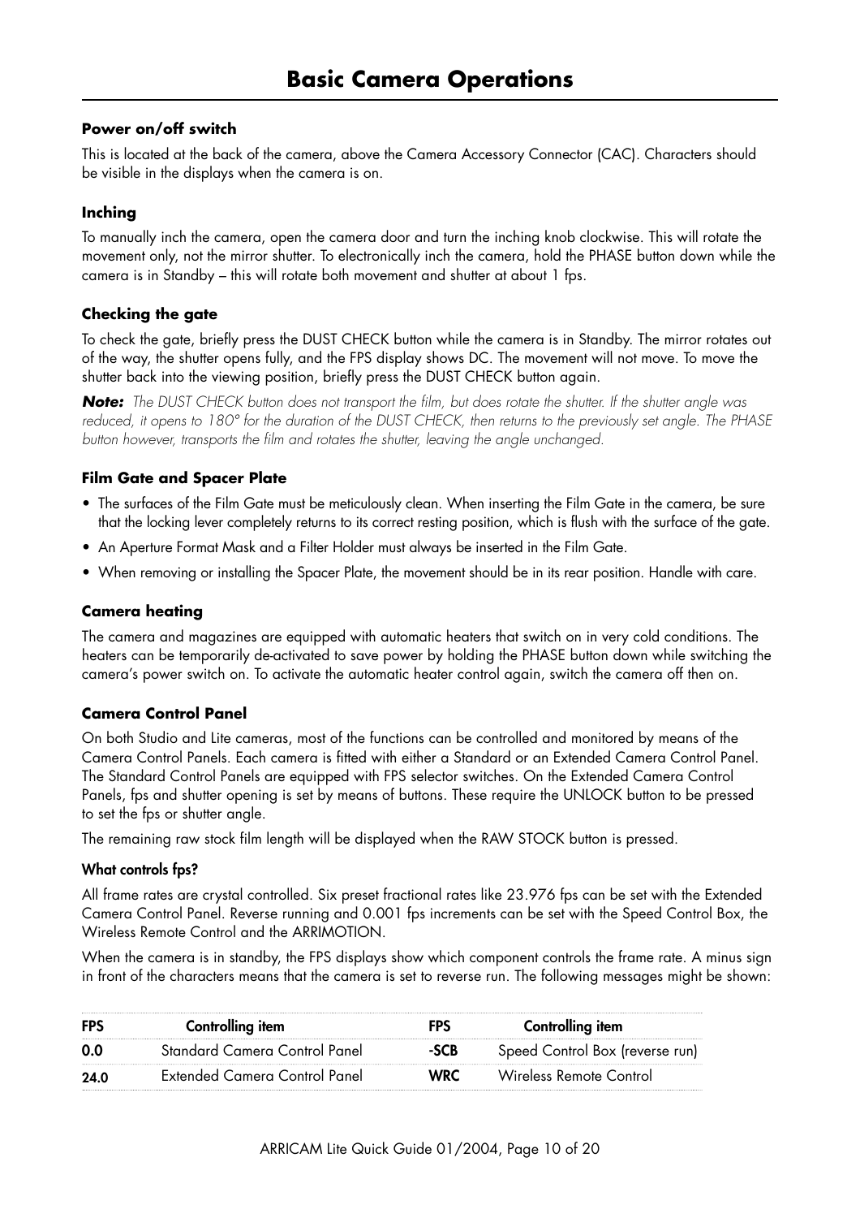# Basic Camera Operations

### Power on/off switch

This is located at the back of the camera, above the Camera Accessory Connector (CAC). Characters should be visible in the displays when the camera is on.

### Inching

To manually inch the camera, open the camera door and turn the inching knob clockwise. This will rotate the movement only, not the mirror shutter. To electronically inch the camera, hold the PHASE button down while the camera is in Standby – this will rotate both movement and shutter at about 1 fps.

### Checking the gate

To check the gate, briefly press the DUST CHECK button while the camera is in Standby. The mirror rotates out of the way, the shutter opens fully, and the FPS display shows DC. The movement will not move. To move the shutter back into the viewing position, briefly press the DUST CHECK button again.

***Note:*** *The DUST CHECK button does not transport the film, but does rotate the shutter. If the shutter angle was reduced, it opens to 180° for the duration of the DUST CHECK, then returns to the previously set angle. The PHASE button however, transports the film and rotates the shutter, leaving the angle unchanged.*

### Film Gate and Spacer Plate

- The surfaces of the Film Gate must be meticulously clean. When inserting the Film Gate in the camera, be sure that the locking lever completely returns to its correct resting position, which is flush with the surface of the gate.
- An Aperture Format Mask and a Filter Holder must always be inserted in the Film Gate.
- When removing or installing the Spacer Plate, the movement should be in its rear position. Handle with care.

### Camera heating

The camera and magazines are equipped with automatic heaters that switch on in very cold conditions. The heaters can be temporarily de-activated to save power by holding the PHASE button down while switching the camera's power switch on. To activate the automatic heater control again, switch the camera off then on.

### Camera Control Panel

On both Studio and Lite cameras, most of the functions can be controlled and monitored by means of the Camera Control Panels. Each camera is fitted with either a Standard or an Extended Camera Control Panel. The Standard Control Panels are equipped with FPS selector switches. On the Extended Camera Control Panels, fps and shutter opening is set by means of buttons. These require the UNLOCK button to be pressed to set the fps or shutter angle.

The remaining raw stock film length will be displayed when the RAW STOCK button is pressed.

#### What controls fps?

All frame rates are crystal controlled. Six preset fractional rates like 23.976 fps can be set with the Extended Camera Control Panel. Reverse running and 0.001 fps increments can be set with the Speed Control Box, the Wireless Remote Control and the ARRIMOTION.

When the camera is in standby, the FPS displays show which component controls the frame rate. A minus sign in front of the characters means that the camera is set to reverse run. The following messages might be shown:

| FPS | Controlling item | FPS | Controlling item |
|---|---|---|---|
| **0.0** | Standard Camera Control Panel | **-SCB** | Speed Control Box (reverse run) |
| **24.0** | Extended Camera Control Panel | **WRC** | Wireless Remote Control |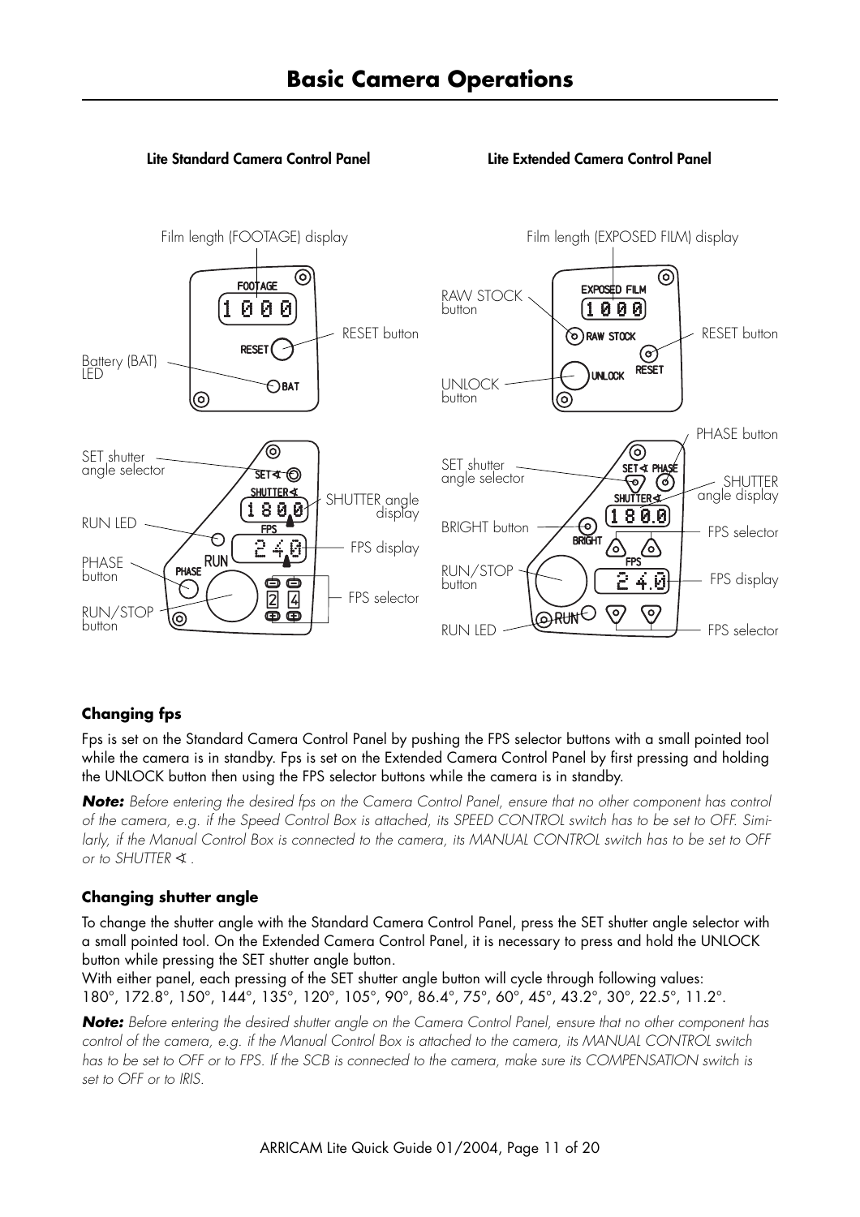# Basic Camera Operations

**Lite Standard Camera Control Panel**

Film length (FOOTAGE) display

FOOTAGE 1000

RESET button

Battery (BAT) LED

SET shutter angle selector

SHUTTER angle display

RUN LED

FPS display

PHASE button

FPS selector

RUN/STOP button

**Lite Extended Camera Control Panel**

Film length (EXPOSED FILM) display

EXPOSED FILM 1000

RAW STOCK button

RESET button

UNLOCK button

PHASE button

SET shutter angle selector

SHUTTER angle display

BRIGHT button

FPS selector

RUN/STOP button

FPS display

RUN LED

FPS selector

### Changing fps

Fps is set on the Standard Camera Control Panel by pushing the FPS selector buttons with a small pointed tool while the camera is in standby. Fps is set on the Extended Camera Control Panel by first pressing and holding the UNLOCK button then using the FPS selector buttons while the camera is in standby.

***Note:*** *Before entering the desired fps on the Camera Control Panel, ensure that no other component has control of the camera, e.g. if the Speed Control Box is attached, its SPEED CONTROL switch has to be set to OFF. Similarly, if the Manual Control Box is connected to the camera, its MANUAL CONTROL switch has to be set to OFF or to SHUTTER ∢.*

### Changing shutter angle

To change the shutter angle with the Standard Camera Control Panel, press the SET shutter angle selector with a small pointed tool. On the Extended Camera Control Panel, it is necessary to press and hold the UNLOCK button while pressing the SET shutter angle button.

With either panel, each pressing of the SET shutter angle button will cycle through following values: 180°, 172.8°, 150°, 144°, 135°, 120°, 105°, 90°, 86.4°, 75°, 60°, 45°, 43.2°, 30°, 22.5°, 11.2°.

***Note:*** *Before entering the desired shutter angle on the Camera Control Panel, ensure that no other component has control of the camera, e.g. if the Manual Control Box is attached to the camera, its MANUAL CONTROL switch has to be set to OFF or to FPS. If the SCB is connected to the camera, make sure its COMPENSATION switch is set to OFF or to IRIS.*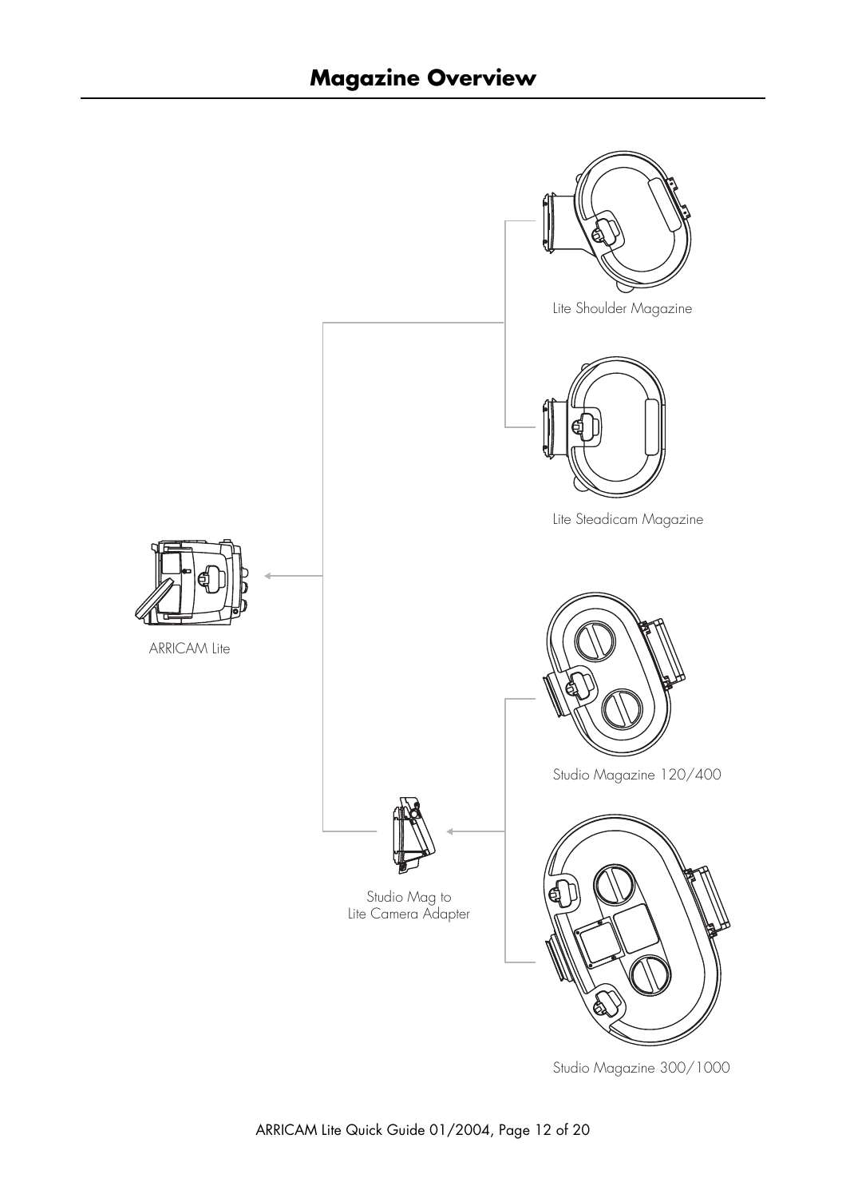# Magazine Overview

Lite Shoulder Magazine

Lite Steadicam Magazine

ARRICAM Lite

Studio Magazine 120/400

Studio Mag to Lite Camera Adapter

Studio Magazine 300/1000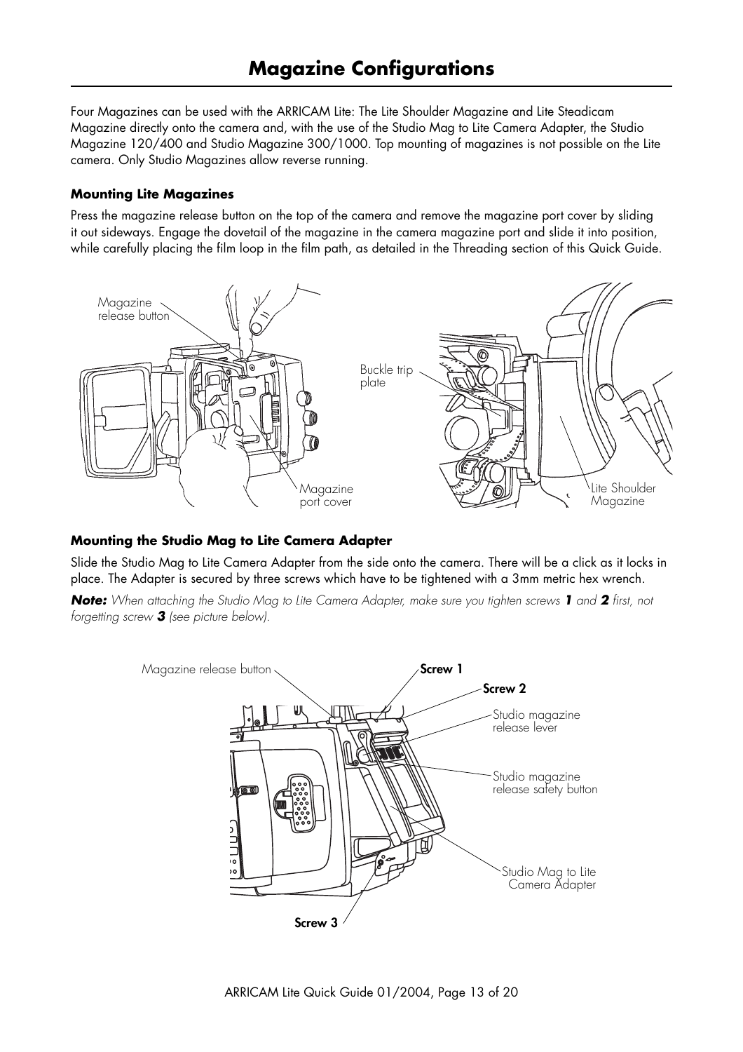# Magazine Configurations

Four Magazines can be used with the ARRICAM Lite: The Lite Shoulder Magazine and Lite Steadicam Magazine directly onto the camera and, with the use of the Studio Mag to Lite Camera Adapter, the Studio Magazine 120/400 and Studio Magazine 300/1000. Top mounting of magazines is not possible on the Lite camera. Only Studio Magazines allow reverse running.

**Mounting Lite Magazines**

Press the magazine release button on the top of the camera and remove the magazine port cover by sliding it out sideways. Engage the dovetail of the magazine in the camera magazine port and slide it into position, while carefully placing the film loop in the film path, as detailed in the Threading section of this Quick Guide.

Magazine release button

Magazine port cover

Buckle trip plate

Lite Shoulder Magazine

**Mounting the Studio Mag to Lite Camera Adapter**

Slide the Studio Mag to Lite Camera Adapter from the side onto the camera. There will be a click as it locks in place. The Adapter is secured by three screws which have to be tightened with a 3mm metric hex wrench.

***Note:*** *When attaching the Studio Mag to Lite Camera Adapter, make sure you tighten screws* ***1*** *and* ***2*** *first, not forgetting screw* ***3*** *(see picture below).*

Magazine release button

**Screw 1**

**Screw 2**

Studio magazine release lever

Studio magazine release safety button

Studio Mag to Lite Camera Adapter

**Screw 3**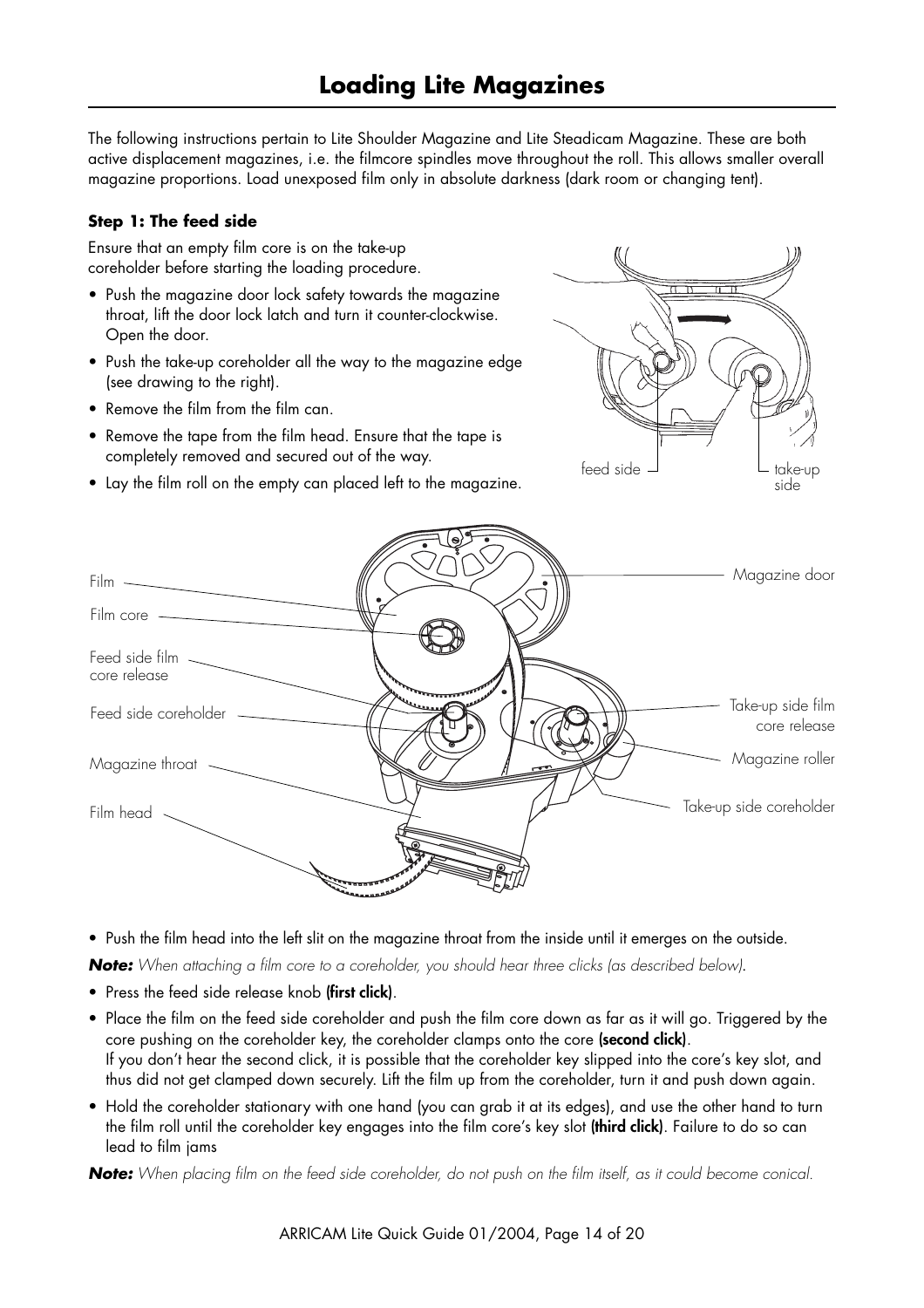# Loading Lite Magazines

The following instructions pertain to Lite Shoulder Magazine and Lite Steadicam Magazine. These are both active displacement magazines, i.e. the filmcore spindles move throughout the roll. This allows smaller overall magazine proportions. Load unexposed film only in absolute darkness (dark room or changing tent).

### Step 1: The feed side

Ensure that an empty film core is on the take-up coreholder before starting the loading procedure.

- Push the magazine door lock safety towards the magazine throat, lift the door lock latch and turn it counter-clockwise. Open the door.
- Push the take-up coreholder all the way to the magazine edge (see drawing to the right).
- Remove the film from the film can.
- Remove the tape from the film head. Ensure that the tape is completely removed and secured out of the way.
- Lay the film roll on the empty can placed left to the magazine.

feed side

take-up side

Film

Film core

Feed side film core release

Feed side coreholder

Magazine throat

Film head

Magazine door

Take-up side film core release

Magazine roller

Take-up side coreholder

- Push the film head into the left slit on the magazine throat from the inside until it emerges on the outside.

***Note:*** *When attaching a film core to a coreholder, you should hear three clicks (as described below).*

- Press the feed side release knob **(first click)**.
- Place the film on the feed side coreholder and push the film core down as far as it will go. Triggered by the core pushing on the coreholder key, the coreholder clamps onto the core **(second click)**.
  If you don't hear the second click, it is possible that the coreholder key slipped into the core's key slot, and thus did not get clamped down securely. Lift the film up from the coreholder, turn it and push down again.
- Hold the coreholder stationary with one hand (you can grab it at its edges), and use the other hand to turn the film roll until the coreholder key engages into the film core's key slot **(third click)**. Failure to do so can lead to film jams

***Note:*** *When placing film on the feed side coreholder, do not push on the film itself, as it could become conical.*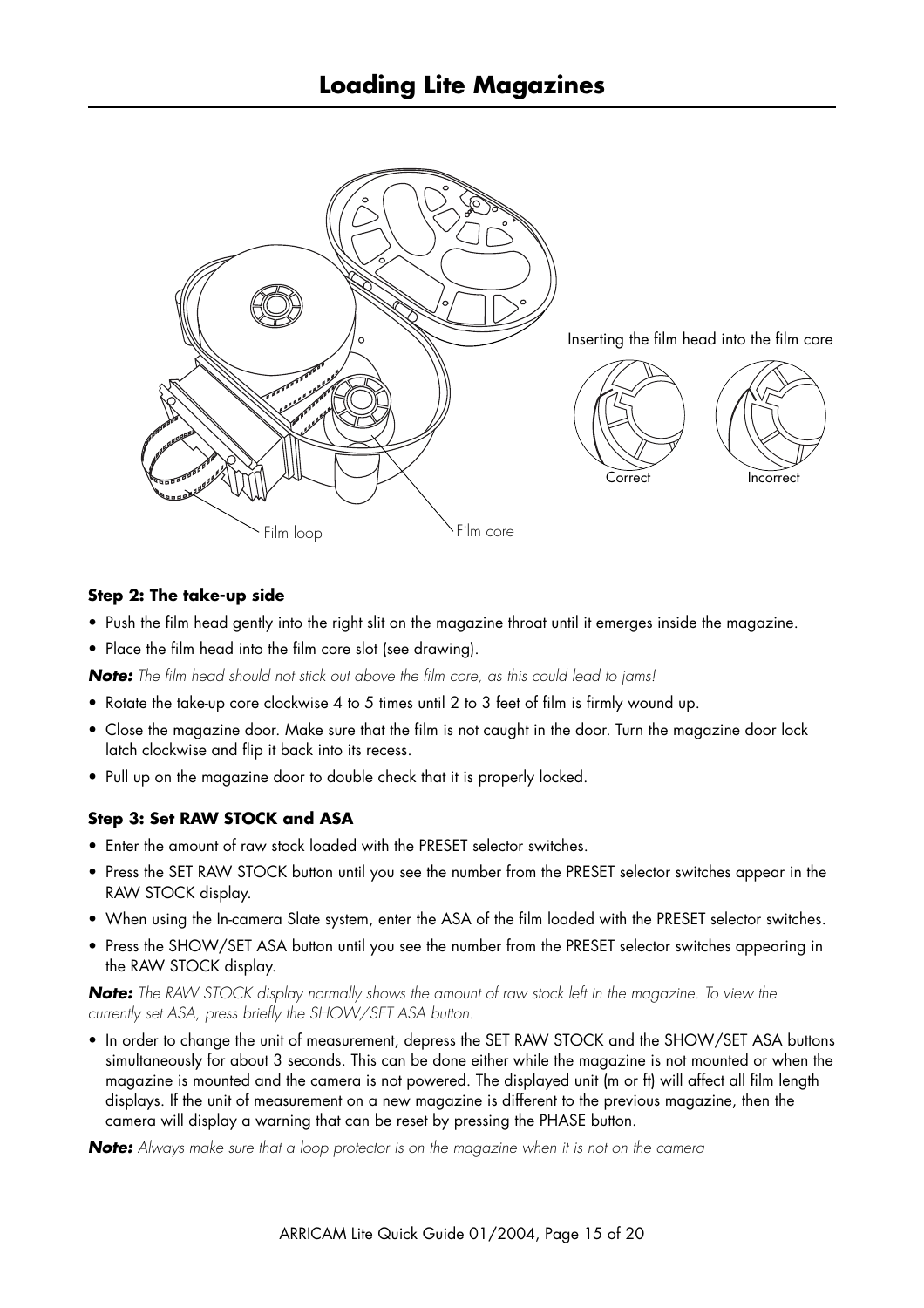# Loading Lite Magazines

Inserting the film head into the film core

Correct

Incorrect

Film loop

Film core

**Step 2: The take-up side**

- Push the film head gently into the right slit on the magazine throat until it emerges inside the magazine.
- Place the film head into the film core slot (see drawing).

***Note:*** *The film head should not stick out above the film core, as this could lead to jams!*

- Rotate the take-up core clockwise 4 to 5 times until 2 to 3 feet of film is firmly wound up.
- Close the magazine door. Make sure that the film is not caught in the door. Turn the magazine door lock latch clockwise and flip it back into its recess.
- Pull up on the magazine door to double check that it is properly locked.

**Step 3: Set RAW STOCK and ASA**

- Enter the amount of raw stock loaded with the PRESET selector switches.
- Press the SET RAW STOCK button until you see the number from the PRESET selector switches appear in the RAW STOCK display.
- When using the In-camera Slate system, enter the ASA of the film loaded with the PRESET selector switches.
- Press the SHOW/SET ASA button until you see the number from the PRESET selector switches appearing in the RAW STOCK display.

***Note:*** *The RAW STOCK display normally shows the amount of raw stock left in the magazine. To view the currently set ASA, press briefly the SHOW/SET ASA button.*

- In order to change the unit of measurement, depress the SET RAW STOCK and the SHOW/SET ASA buttons simultaneously for about 3 seconds. This can be done either while the magazine is not mounted or when the magazine is mounted and the camera is not powered. The displayed unit (m or ft) will affect all film length displays. If the unit of measurement on a new magazine is different to the previous magazine, then the camera will display a warning that can be reset by pressing the PHASE button.

***Note:*** *Always make sure that a loop protector is on the magazine when it is not on the camera*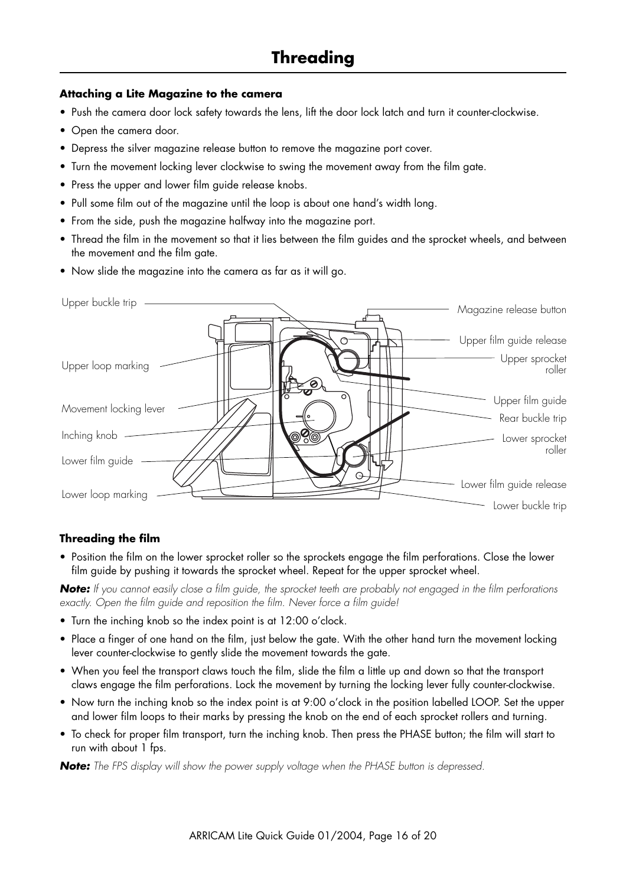# Threading

**Attaching a Lite Magazine to the camera**

- Push the camera door lock safety towards the lens, lift the door lock latch and turn it counter-clockwise.
- Open the camera door.
- Depress the silver magazine release button to remove the magazine port cover.
- Turn the movement locking lever clockwise to swing the movement away from the film gate.
- Press the upper and lower film guide release knobs.
- Pull some film out of the magazine until the loop is about one hand's width long.
- From the side, push the magazine halfway into the magazine port.
- Thread the film in the movement so that it lies between the film guides and the sprocket wheels, and between the movement and the film gate.
- Now slide the magazine into the camera as far as it will go.

Upper buckle trip
Upper loop marking
Movement locking lever
Inching knob
Lower film guide
Lower loop marking
Magazine release button
Upper film guide release
Upper sprocket roller
Upper film guide
Rear buckle trip
Lower sprocket roller
Lower film guide release
Lower buckle trip

**Threading the film**

- Position the film on the lower sprocket roller so the sprockets engage the film perforations. Close the lower film guide by pushing it towards the sprocket wheel. Repeat for the upper sprocket wheel.

***Note:*** *If you cannot easily close a film guide, the sprocket teeth are probably not engaged in the film perforations exactly. Open the film guide and reposition the film. Never force a film guide!*

- Turn the inching knob so the index point is at 12:00 o'clock.
- Place a finger of one hand on the film, just below the gate. With the other hand turn the movement locking lever counter-clockwise to gently slide the movement towards the gate.
- When you feel the transport claws touch the film, slide the film a little up and down so that the transport claws engage the film perforations. Lock the movement by turning the locking lever fully counter-clockwise.
- Now turn the inching knob so the index point is at 9:00 o'clock in the position labelled LOOP. Set the upper and lower film loops to their marks by pressing the knob on the end of each sprocket rollers and turning.
- To check for proper film transport, turn the inching knob. Then press the PHASE button; the film will start to run with about 1 fps.

***Note:*** *The FPS display will show the power supply voltage when the PHASE button is depressed.*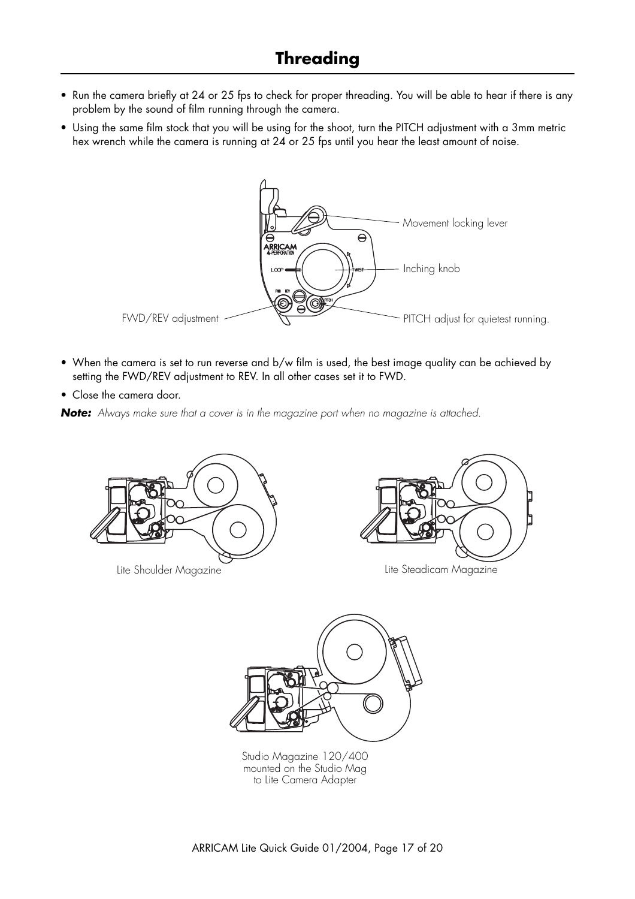# Threading

- Run the camera briefly at 24 or 25 fps to check for proper threading. You will be able to hear if there is any problem by the sound of film running through the camera.
- Using the same film stock that you will be using for the shoot, turn the PITCH adjustment with a 3mm metric hex wrench while the camera is running at 24 or 25 fps until you hear the least amount of noise.

Movement locking lever

Inching knob

FWD/REV adjustment

PITCH adjust for quietest running.

- When the camera is set to run reverse and b/w film is used, the best image quality can be achieved by setting the FWD/REV adjustment to REV. In all other cases set it to FWD.
- Close the camera door.

***Note:*** *Always make sure that a cover is in the magazine port when no magazine is attached.*

Lite Shoulder Magazine

Lite Steadicam Magazine

Studio Magazine 120/400 mounted on the Studio Mag to Lite Camera Adapter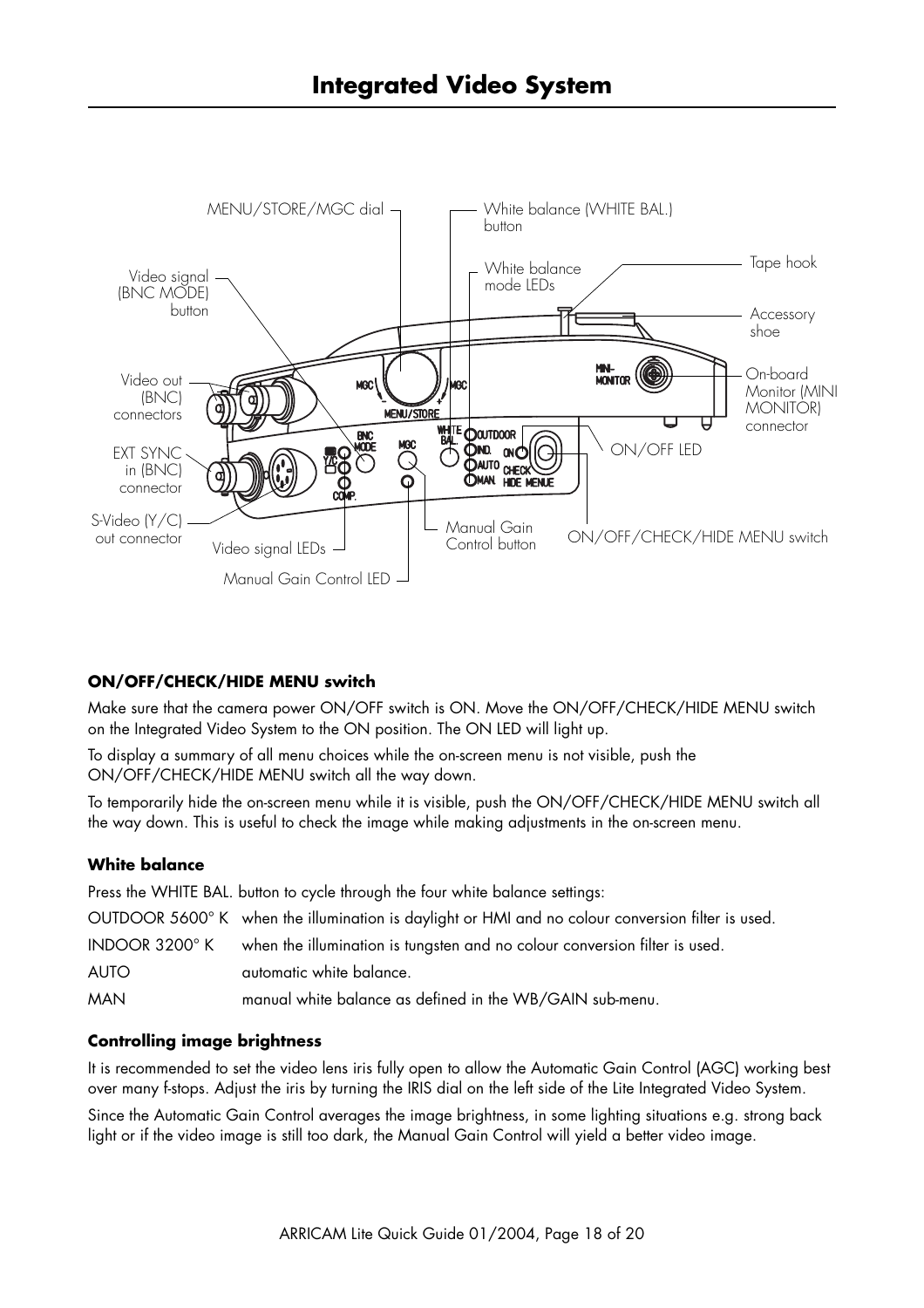# Integrated Video System

MENU/STORE/MGC dial

White balance (WHITE BAL.) button

White balance mode LEDs

Tape hook

Accessory shoe

Video signal (BNC MODE) button

Video out (BNC) connectors

On-board Monitor (MINI MONITOR) connector

EXT SYNC in (BNC) connector

ON/OFF LED

S-Video (Y/C) out connector

Video signal LEDs

Manual Gain Control button

ON/OFF/CHECK/HIDE MENU switch

Manual Gain Control LED

**ON/OFF/CHECK/HIDE MENU switch**

Make sure that the camera power ON/OFF switch is ON. Move the ON/OFF/CHECK/HIDE MENU switch on the Integrated Video System to the ON position. The ON LED will light up.

To display a summary of all menu choices while the on-screen menu is not visible, push the ON/OFF/CHECK/HIDE MENU switch all the way down.

To temporarily hide the on-screen menu while it is visible, push the ON/OFF/CHECK/HIDE MENU switch all the way down. This is useful to check the image while making adjustments in the on-screen menu.

**White balance**

Press the WHITE BAL. button to cycle through the four white balance settings:

| | |
|---|---|
| OUTDOOR 5600° K | when the illumination is daylight or HMI and no colour conversion filter is used. |
| INDOOR 3200° K | when the illumination is tungsten and no colour conversion filter is used. |
| AUTO | automatic white balance. |
| MAN | manual white balance as defined in the WB/GAIN sub-menu. |

**Controlling image brightness**

It is recommended to set the video lens iris fully open to allow the Automatic Gain Control (AGC) working best over many f-stops. Adjust the iris by turning the IRIS dial on the left side of the Lite Integrated Video System.

Since the Automatic Gain Control averages the image brightness, in some lighting situations e.g. strong back light or if the video image is still too dark, the Manual Gain Control will yield a better video image.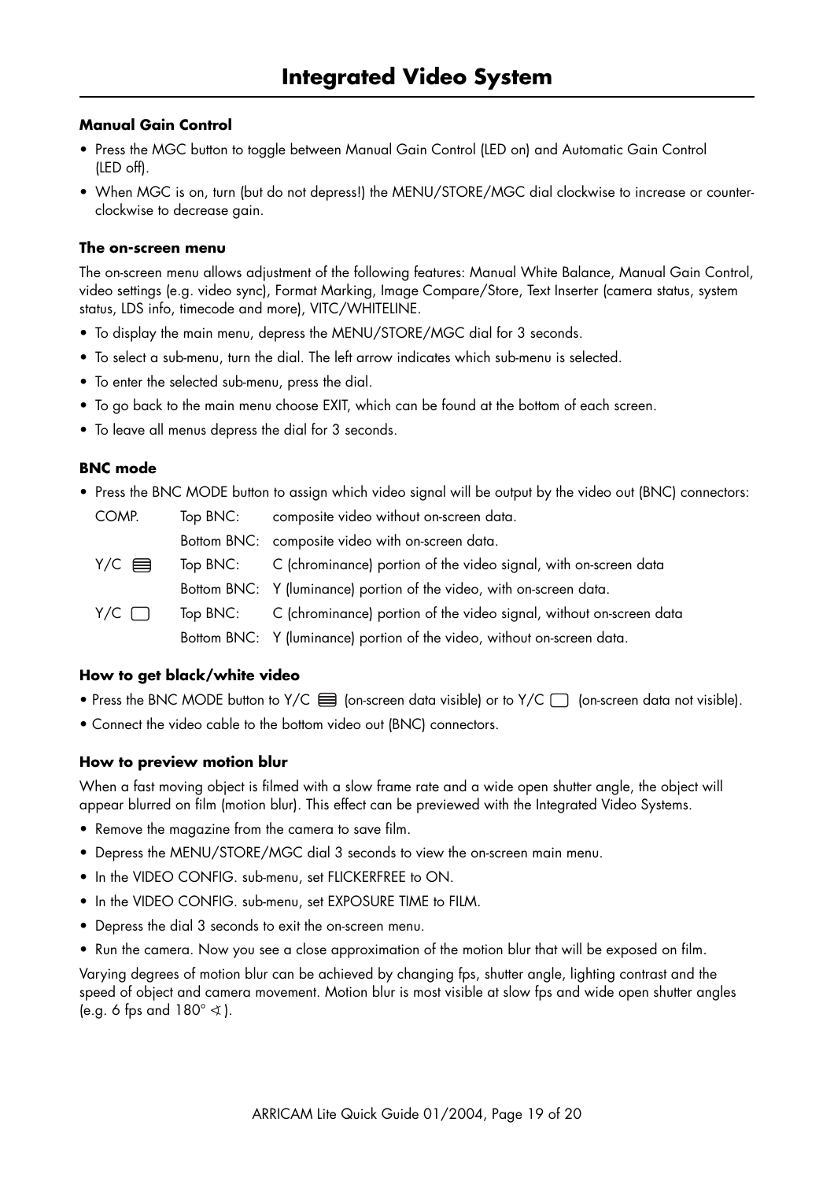# Integrated Video System

### Manual Gain Control

- Press the MGC button to toggle between Manual Gain Control (LED on) and Automatic Gain Control (LED off).
- When MGC is on, turn (but do not depress!) the MENU/STORE/MGC dial clockwise to increase or counter-clockwise to decrease gain.

### The on-screen menu

The on-screen menu allows adjustment of the following features: Manual White Balance, Manual Gain Control, video settings (e.g. video sync), Format Marking, Image Compare/Store, Text Inserter (camera status, system status, LDS info, timecode and more), VITC/WHITELINE.

- To display the main menu, depress the MENU/STORE/MGC dial for 3 seconds.
- To select a sub-menu, turn the dial. The left arrow indicates which sub-menu is selected.
- To enter the selected sub-menu, press the dial.
- To go back to the main menu choose EXIT, which can be found at the bottom of each screen.
- To leave all menus depress the dial for 3 seconds.

### BNC mode

- Press the BNC MODE button to assign which video signal will be output by the video out (BNC) connectors:

| | | |
|---|---|---|
| COMP. | Top BNC: | composite video without on-screen data. |
| | Bottom BNC: | composite video with on-screen data. |
| Y/C ▤ | Top BNC: | C (chrominance) portion of the video signal, with on-screen data |
| | Bottom BNC: | Y (luminance) portion of the video, with on-screen data. |
| Y/C ▢ | Top BNC: | C (chrominance) portion of the video signal, without on-screen data |
| | Bottom BNC: | Y (luminance) portion of the video, without on-screen data. |

### How to get black/white video

- Press the BNC MODE button to Y/C ▤ (on-screen data visible) or to Y/C ▢ (on-screen data not visible).
- Connect the video cable to the bottom video out (BNC) connectors.

### How to preview motion blur

When a fast moving object is filmed with a slow frame rate and a wide open shutter angle, the object will appear blurred on film (motion blur). This effect can be previewed with the Integrated Video Systems.

- Remove the magazine from the camera to save film.
- Depress the MENU/STORE/MGC dial 3 seconds to view the on-screen main menu.
- In the VIDEO CONFIG. sub-menu, set FLICKERFREE to ON.
- In the VIDEO CONFIG. sub-menu, set EXPOSURE TIME to FILM.
- Depress the dial 3 seconds to exit the on-screen menu.
- Run the camera. Now you see a close approximation of the motion blur that will be exposed on film.

Varying degrees of motion blur can be achieved by changing fps, shutter angle, lighting contrast and the speed of object and camera movement. Motion blur is most visible at slow fps and wide open shutter angles (e.g. 6 fps and 180° ∢).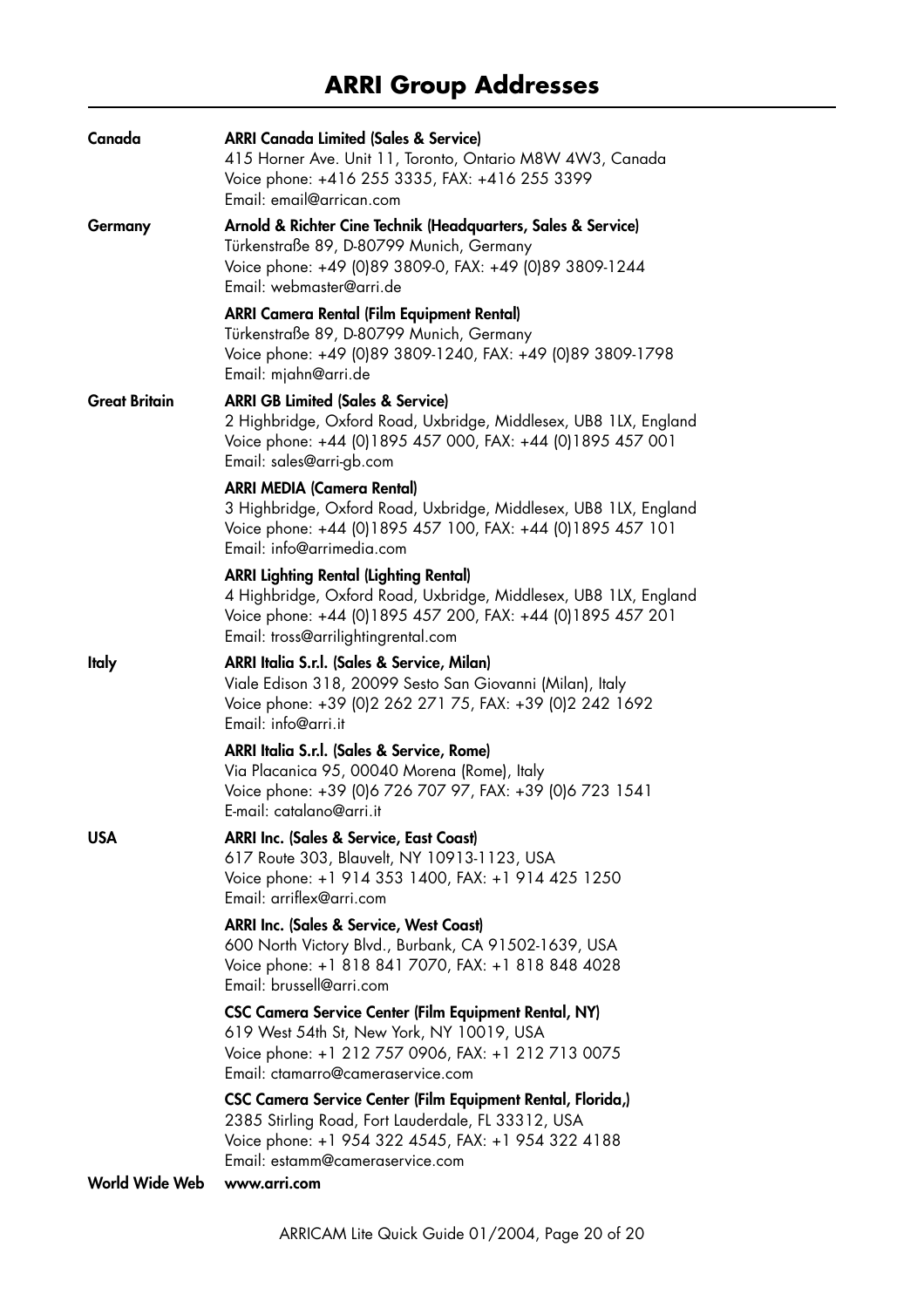# ARRI Group Addresses

**Canada**

**ARRI Canada Limited (Sales & Service)**
415 Horner Ave. Unit 11, Toronto, Ontario M8W 4W3, Canada
Voice phone: +416 255 3335, FAX: +416 255 3399
Email: email@arrican.com

**Germany**

**Arnold & Richter Cine Technik (Headquarters, Sales & Service)**
Türkenstraße 89, D-80799 Munich, Germany
Voice phone: +49 (0)89 3809-0, FAX: +49 (0)89 3809-1244
Email: webmaster@arri.de

**ARRI Camera Rental (Film Equipment Rental)**
Türkenstraße 89, D-80799 Munich, Germany
Voice phone: +49 (0)89 3809-1240, FAX: +49 (0)89 3809-1798
Email: mjahn@arri.de

**Great Britain**

**ARRI GB Limited (Sales & Service)**
2 Highbridge, Oxford Road, Uxbridge, Middlesex, UB8 1LX, England
Voice phone: +44 (0)1895 457 000, FAX: +44 (0)1895 457 001
Email: sales@arri-gb.com

**ARRI MEDIA (Camera Rental)**
3 Highbridge, Oxford Road, Uxbridge, Middlesex, UB8 1LX, England
Voice phone: +44 (0)1895 457 100, FAX: +44 (0)1895 457 101
Email: info@arrimedia.com

**ARRI Lighting Rental (Lighting Rental)**
4 Highbridge, Oxford Road, Uxbridge, Middlesex, UB8 1LX, England
Voice phone: +44 (0)1895 457 200, FAX: +44 (0)1895 457 201
Email: tross@arrilightingrental.com

**Italy**

**ARRI Italia S.r.l. (Sales & Service, Milan)**
Viale Edison 318, 20099 Sesto San Giovanni (Milan), Italy
Voice phone: +39 (0)2 262 271 75, FAX: +39 (0)2 242 1692
Email: info@arri.it

**ARRI Italia S.r.l. (Sales & Service, Rome)**
Via Placanica 95, 00040 Morena (Rome), Italy
Voice phone: +39 (0)6 726 707 97, FAX: +39 (0)6 723 1541
E-mail: catalano@arri.it

**USA**

**ARRI Inc. (Sales & Service, East Coast)**
617 Route 303, Blauvelt, NY 10913-1123, USA
Voice phone: +1 914 353 1400, FAX: +1 914 425 1250
Email: arriflex@arri.com

**ARRI Inc. (Sales & Service, West Coast)**
600 North Victory Blvd., Burbank, CA 91502-1639, USA
Voice phone: +1 818 841 7070, FAX: +1 818 848 4028
Email: brussell@arri.com

**CSC Camera Service Center (Film Equipment Rental, NY)**
619 West 54th St, New York, NY 10019, USA
Voice phone: +1 212 757 0906, FAX: +1 212 713 0075
Email: ctamarro@cameraservice.com

**CSC Camera Service Center (Film Equipment Rental, Florida,)**
2385 Stirling Road, Fort Lauderdale, FL 33312, USA
Voice phone: +1 954 322 4545, FAX: +1 954 322 4188
Email: estamm@cameraservice.com

**World Wide Web** **www.arri.com**